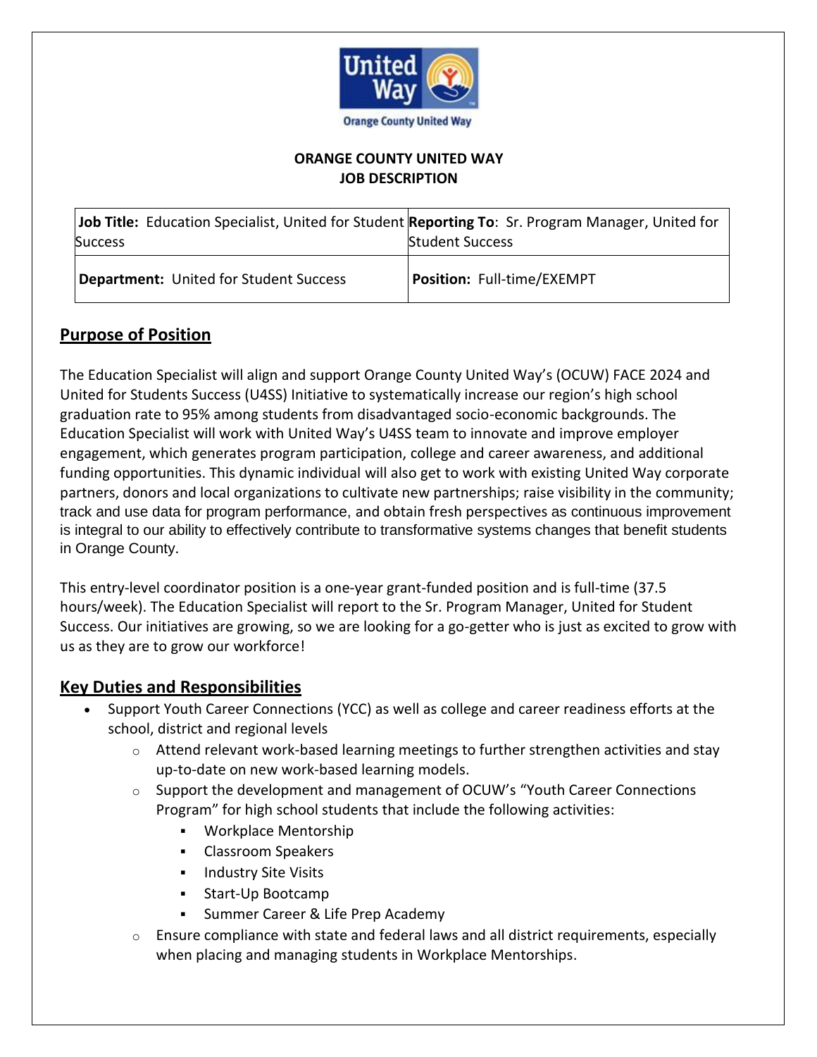**ORANGE COUNTY UNITED WAY**
**JOB DESCRIPTION**

| **Job Title:** Education Specialist, United for Student Success | **Reporting To**: Sr. Program Manager, United for Student Success |
| --- | --- |
| **Department:** United for Student Success | **Position:** Full-time/EXEMPT |

## Purpose of Position

The Education Specialist will align and support Orange County United Way's (OCUW) FACE 2024 and United for Students Success (U4SS) Initiative to systematically increase our region's high school graduation rate to 95% among students from disadvantaged socio-economic backgrounds. The Education Specialist will work with United Way's U4SS team to innovate and improve employer engagement, which generates program participation, college and career awareness, and additional funding opportunities. This dynamic individual will also get to work with existing United Way corporate partners, donors and local organizations to cultivate new partnerships; raise visibility in the community; track and use data for program performance, and obtain fresh perspectives as continuous improvement is integral to our ability to effectively contribute to transformative systems changes that benefit students in Orange County.

This entry-level coordinator position is a one-year grant-funded position and is full-time (37.5 hours/week). The Education Specialist will report to the Sr. Program Manager, United for Student Success. Our initiatives are growing, so we are looking for a go-getter who is just as excited to grow with us as they are to grow our workforce!

## Key Duties and Responsibilities

- Support Youth Career Connections (YCC) as well as college and career readiness efforts at the school, district and regional levels
  - Attend relevant work-based learning meetings to further strengthen activities and stay up-to-date on new work-based learning models.
  - Support the development and management of OCUW's "Youth Career Connections Program" for high school students that include the following activities:
    - Workplace Mentorship
    - Classroom Speakers
    - Industry Site Visits
    - Start-Up Bootcamp
    - Summer Career & Life Prep Academy
  - Ensure compliance with state and federal laws and all district requirements, especially when placing and managing students in Workplace Mentorships.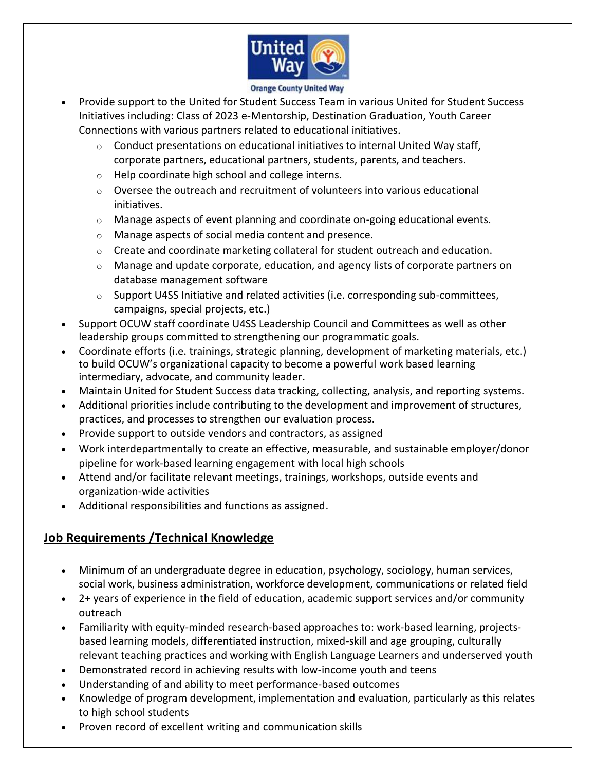- Provide support to the United for Student Success Team in various United for Student Success Initiatives including: Class of 2023 e-Mentorship, Destination Graduation, Youth Career Connections with various partners related to educational initiatives.
  - Conduct presentations on educational initiatives to internal United Way staff, corporate partners, educational partners, students, parents, and teachers.
  - Help coordinate high school and college interns.
  - Oversee the outreach and recruitment of volunteers into various educational initiatives.
  - Manage aspects of event planning and coordinate on-going educational events.
  - Manage aspects of social media content and presence.
  - Create and coordinate marketing collateral for student outreach and education.
  - Manage and update corporate, education, and agency lists of corporate partners on database management software
  - Support U4SS Initiative and related activities (i.e. corresponding sub-committees, campaigns, special projects, etc.)
- Support OCUW staff coordinate U4SS Leadership Council and Committees as well as other leadership groups committed to strengthening our programmatic goals.
- Coordinate efforts (i.e. trainings, strategic planning, development of marketing materials, etc.) to build OCUW's organizational capacity to become a powerful work based learning intermediary, advocate, and community leader.
- Maintain United for Student Success data tracking, collecting, analysis, and reporting systems.
- Additional priorities include contributing to the development and improvement of structures, practices, and processes to strengthen our evaluation process.
- Provide support to outside vendors and contractors, as assigned
- Work interdepartmentally to create an effective, measurable, and sustainable employer/donor pipeline for work-based learning engagement with local high schools
- Attend and/or facilitate relevant meetings, trainings, workshops, outside events and organization-wide activities
- Additional responsibilities and functions as assigned.

## Job Requirements /Technical Knowledge

- Minimum of an undergraduate degree in education, psychology, sociology, human services, social work, business administration, workforce development, communications or related field
- 2+ years of experience in the field of education, academic support services and/or community outreach
- Familiarity with equity-minded research-based approaches to: work-based learning, projects-based learning models, differentiated instruction, mixed-skill and age grouping, culturally relevant teaching practices and working with English Language Learners and underserved youth
- Demonstrated record in achieving results with low-income youth and teens
- Understanding of and ability to meet performance-based outcomes
- Knowledge of program development, implementation and evaluation, particularly as this relates to high school students
- Proven record of excellent writing and communication skills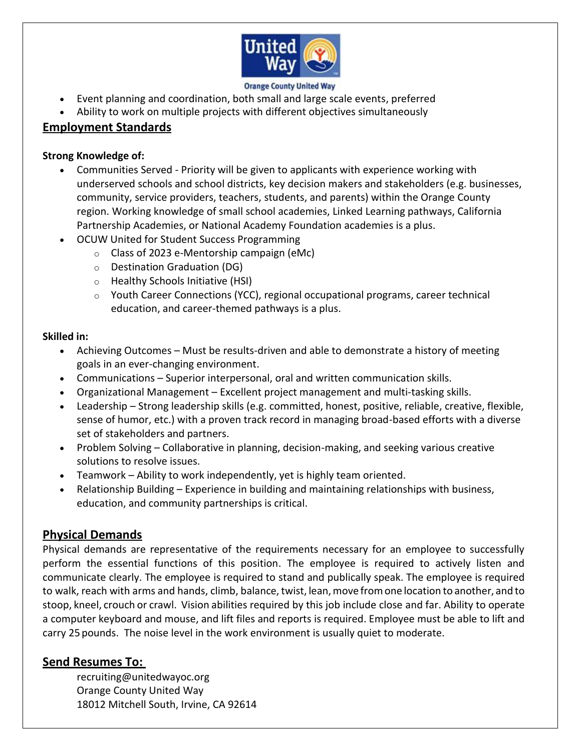- Event planning and coordination, both small and large scale events, preferred
- Ability to work on multiple projects with different objectives simultaneously

## Employment Standards

**Strong Knowledge of:**

- Communities Served - Priority will be given to applicants with experience working with underserved schools and school districts, key decision makers and stakeholders (e.g. businesses, community, service providers, teachers, students, and parents) within the Orange County region. Working knowledge of small school academies, Linked Learning pathways, California Partnership Academies, or National Academy Foundation academies is a plus.
- OCUW United for Student Success Programming
    - Class of 2023 e-Mentorship campaign (eMc)
    - Destination Graduation (DG)
    - Healthy Schools Initiative (HSI)
    - Youth Career Connections (YCC), regional occupational programs, career technical education, and career-themed pathways is a plus.

**Skilled in:**

- Achieving Outcomes – Must be results-driven and able to demonstrate a history of meeting goals in an ever-changing environment.
- Communications – Superior interpersonal, oral and written communication skills.
- Organizational Management – Excellent project management and multi-tasking skills.
- Leadership – Strong leadership skills (e.g. committed, honest, positive, reliable, creative, flexible, sense of humor, etc.) with a proven track record in managing broad-based efforts with a diverse set of stakeholders and partners.
- Problem Solving – Collaborative in planning, decision-making, and seeking various creative solutions to resolve issues.
- Teamwork – Ability to work independently, yet is highly team oriented.
- Relationship Building – Experience in building and maintaining relationships with business, education, and community partnerships is critical.

## Physical Demands

Physical demands are representative of the requirements necessary for an employee to successfully perform the essential functions of this position. The employee is required to actively listen and communicate clearly. The employee is required to stand and publically speak. The employee is required to walk, reach with arms and hands, climb, balance, twist, lean, move from one location to another, and to stoop, kneel, crouch or crawl. Vision abilities required by this job include close and far. Ability to operate a computer keyboard and mouse, and lift files and reports is required. Employee must be able to lift and carry 25 pounds. The noise level in the work environment is usually quiet to moderate.

## Send Resumes To:

recruiting@unitedwayoc.org
Orange County United Way
18012 Mitchell South, Irvine, CA 92614